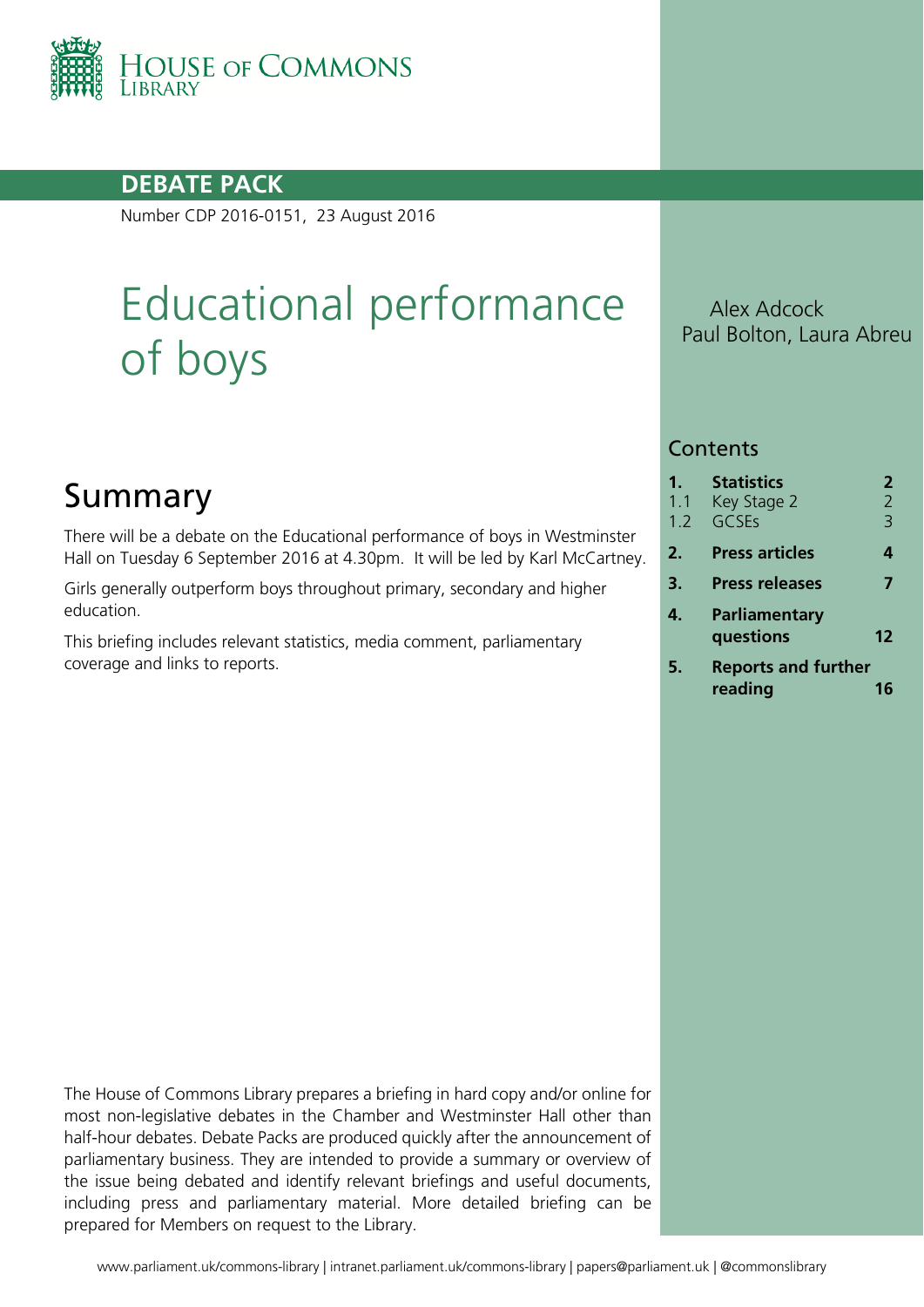HOUSE OF COMMONS LIBRARY

**DEBATE PACK**

Number CDP 2016-0151, 23 August 2016

# Educational performance of boys

Alex Adcock
Paul Bolton, Laura Abreu

## Summary

There will be a debate on the Educational performance of boys in Westminster Hall on Tuesday 6 September 2016 at 4.30pm. It will be led by Karl McCartney.

Girls generally outperform boys throughout primary, secondary and higher education.

This briefing includes relevant statistics, media comment, parliamentary coverage and links to reports.

## Contents

| | | |
|---|---|---|
| **1.** | **Statistics** | **2** |
| 1.1 | Key Stage 2 | 2 |
| 1.2 | GCSEs | 3 |
| **2.** | **Press articles** | **4** |
| **3.** | **Press releases** | **7** |
| **4.** | **Parliamentary questions** | **12** |
| **5.** | **Reports and further reading** | **16** |

The House of Commons Library prepares a briefing in hard copy and/or online for most non-legislative debates in the Chamber and Westminster Hall other than half-hour debates. Debate Packs are produced quickly after the announcement of parliamentary business. They are intended to provide a summary or overview of the issue being debated and identify relevant briefings and useful documents, including press and parliamentary material. More detailed briefing can be prepared for Members on request to the Library.

www.parliament.uk/commons-library | intranet.parliament.uk/commons-library | papers@parliament.uk | @commonslibrary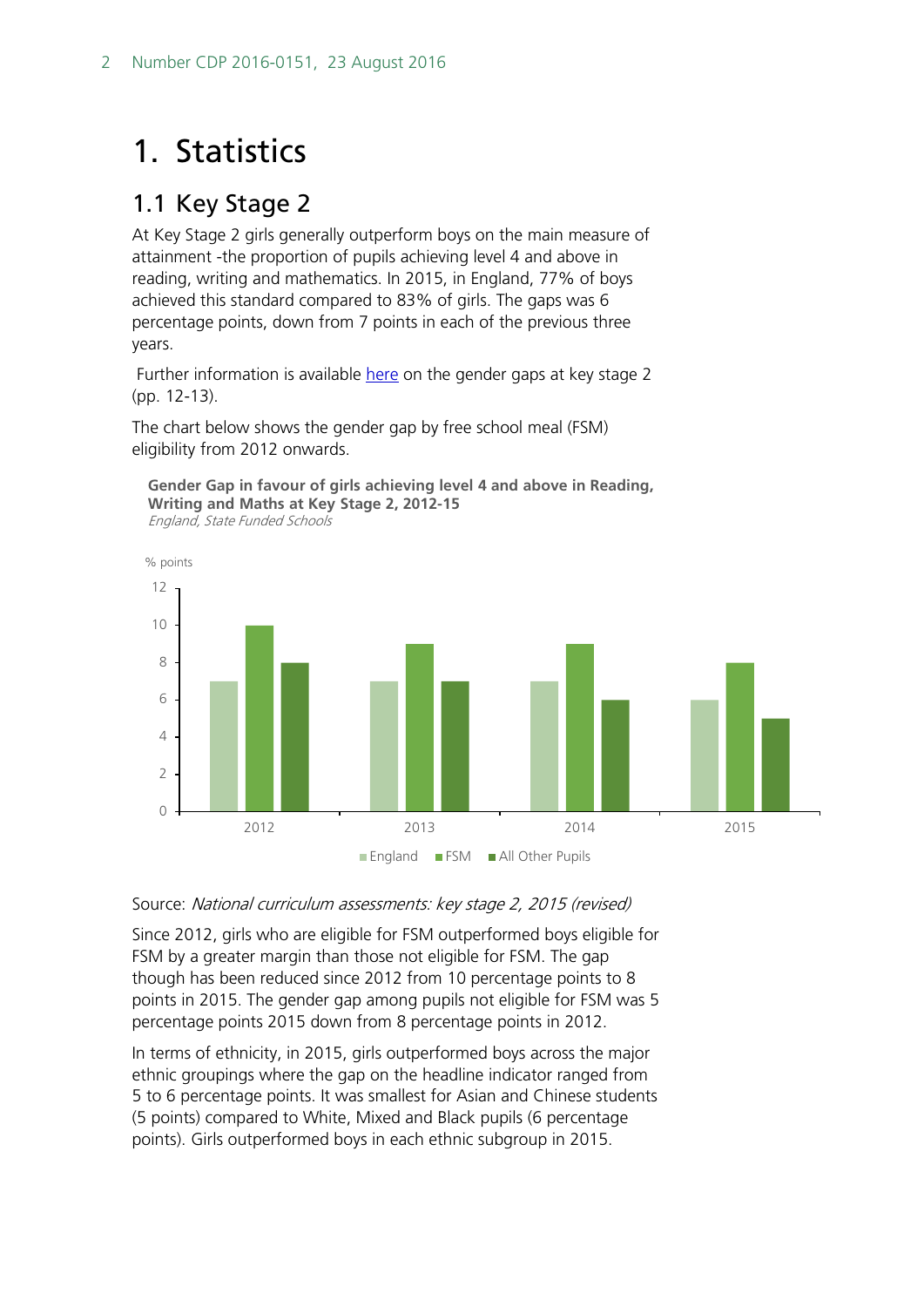# 1. Statistics

## 1.1 Key Stage 2

At Key Stage 2 girls generally outperform boys on the main measure of attainment -the proportion of pupils achieving level 4 and above in reading, writing and mathematics. In 2015, in England, 77% of boys achieved this standard compared to 83% of girls. The gaps was 6 percentage points, down from 7 points in each of the previous three years.

Further information is available [here](here) on the gender gaps at key stage 2 (pp. 12-13).

The chart below shows the gender gap by free school meal (FSM) eligibility from 2012 onwards.

**Gender Gap in favour of girls achieving level 4 and above in Reading, Writing and Maths at Key Stage 2, 2012-15**
*England, State Funded Schools*

Source: *National curriculum assessments: key stage 2, 2015 (revised)*

Since 2012, girls who are eligible for FSM outperformed boys eligible for FSM by a greater margin than those not eligible for FSM. The gap though has been reduced since 2012 from 10 percentage points to 8 points in 2015. The gender gap among pupils not eligible for FSM was 5 percentage points 2015 down from 8 percentage points in 2012.

In terms of ethnicity, in 2015, girls outperformed boys across the major ethnic groupings where the gap on the headline indicator ranged from 5 to 6 percentage points. It was smallest for Asian and Chinese students (5 points) compared to White, Mixed and Black pupils (6 percentage points). Girls outperformed boys in each ethnic subgroup in 2015.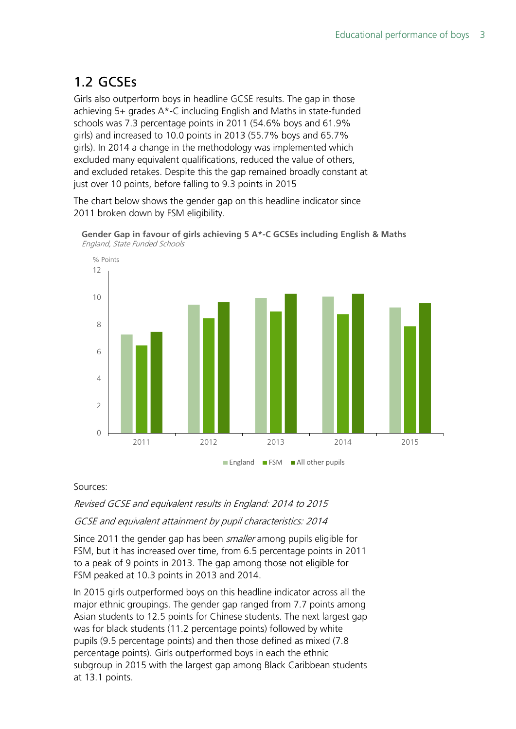## 1.2 GCSEs

Girls also outperform boys in headline GCSE results. The gap in those achieving 5+ grades A*-C including English and Maths in state-funded schools was 7.3 percentage points in 2011 (54.6% boys and 61.9% girls) and increased to 10.0 points in 2013 (55.7% boys and 65.7% girls). In 2014 a change in the methodology was implemented which excluded many equivalent qualifications, reduced the value of others, and excluded retakes. Despite this the gap remained broadly constant at just over 10 points, before falling to 9.3 points in 2015

The chart below shows the gender gap on this headline indicator since 2011 broken down by FSM eligibility.

**Gender Gap in favour of girls achieving 5 A*-C GCSEs including English & Maths**
*England, State Funded Schools*

Sources:

*Revised GCSE and equivalent results in England: 2014 to 2015*

*GCSE and equivalent attainment by pupil characteristics: 2014*

Since 2011 the gender gap has been *smaller* among pupils eligible for FSM, but it has increased over time, from 6.5 percentage points in 2011 to a peak of 9 points in 2013. The gap among those not eligible for FSM peaked at 10.3 points in 2013 and 2014.

In 2015 girls outperformed boys on this headline indicator across all the major ethnic groupings. The gender gap ranged from 7.7 points among Asian students to 12.5 points for Chinese students. The next largest gap was for black students (11.2 percentage points) followed by white pupils (9.5 percentage points) and then those defined as mixed (7.8 percentage points). Girls outperformed boys in each the ethnic subgroup in 2015 with the largest gap among Black Caribbean students at 13.1 points.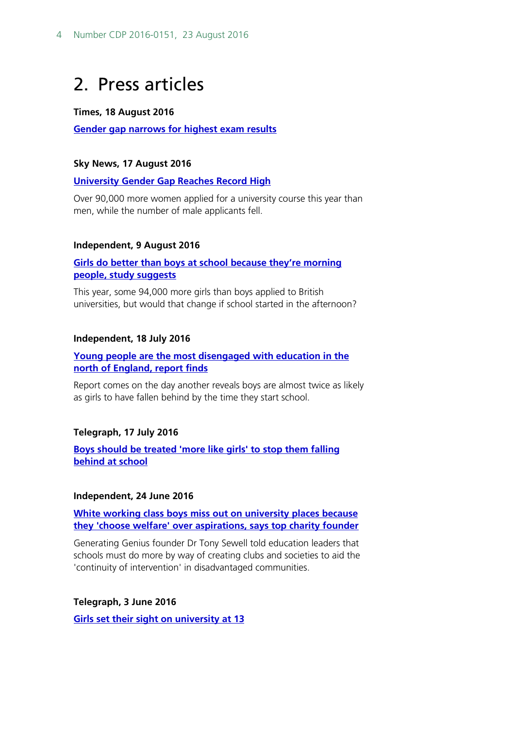# 2. Press articles

**Times, 18 August 2016**

**Gender gap narrows for highest exam results**

**Sky News, 17 August 2016**

**University Gender Gap Reaches Record High**

Over 90,000 more women applied for a university course this year than men, while the number of male applicants fell.

**Independent, 9 August 2016**

**Girls do better than boys at school because they're morning people, study suggests**

This year, some 94,000 more girls than boys applied to British universities, but would that change if school started in the afternoon?

**Independent, 18 July 2016**

**Young people are the most disengaged with education in the north of England, report finds**

Report comes on the day another reveals boys are almost twice as likely as girls to have fallen behind by the time they start school.

**Telegraph, 17 July 2016**

**Boys should be treated 'more like girls' to stop them falling behind at school**

**Independent, 24 June 2016**

**White working class boys miss out on university places because they 'choose welfare' over aspirations, says top charity founder**

Generating Genius founder Dr Tony Sewell told education leaders that schools must do more by way of creating clubs and societies to aid the 'continuity of intervention' in disadvantaged communities.

**Telegraph, 3 June 2016**

**Girls set their sight on university at 13**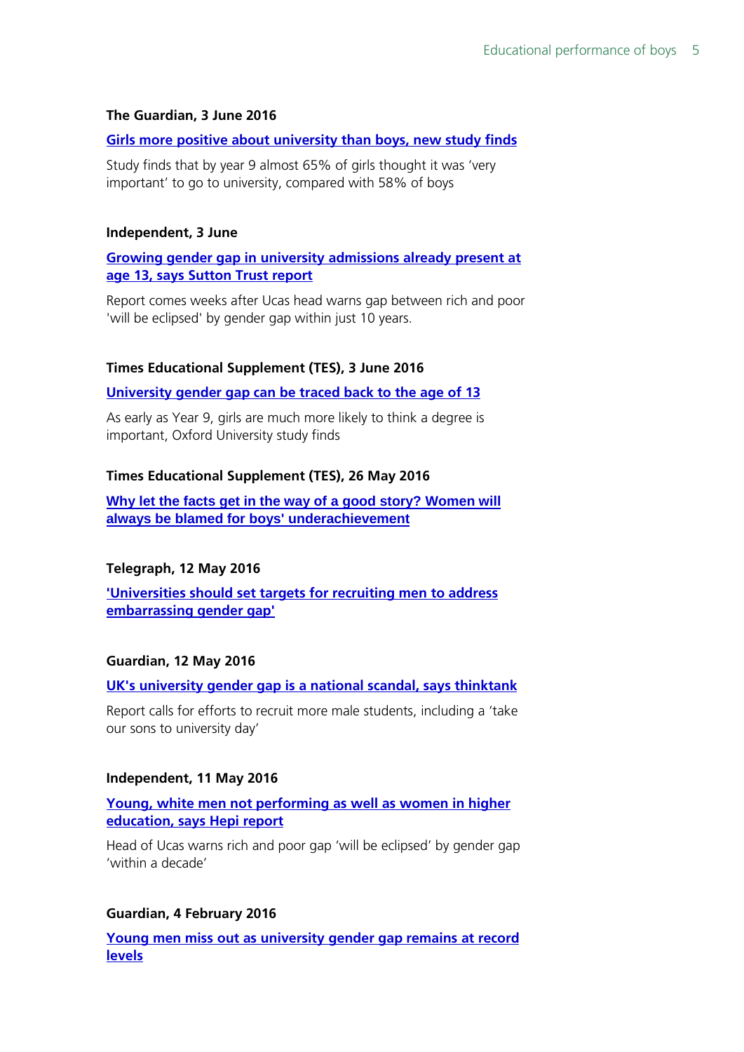**The Guardian, 3 June 2016**

**Girls more positive about university than boys, new study finds**

Study finds that by year 9 almost 65% of girls thought it was 'very important' to go to university, compared with 58% of boys

**Independent, 3 June**

**Growing gender gap in university admissions already present at age 13, says Sutton Trust report**

Report comes weeks after Ucas head warns gap between rich and poor 'will be eclipsed' by gender gap within just 10 years.

**Times Educational Supplement (TES), 3 June 2016**

**University gender gap can be traced back to the age of 13**

As early as Year 9, girls are much more likely to think a degree is important, Oxford University study finds

**Times Educational Supplement (TES), 26 May 2016**

**Why let the facts get in the way of a good story? Women will always be blamed for boys' underachievement**

**Telegraph, 12 May 2016**

**'Universities should set targets for recruiting men to address embarrassing gender gap'**

**Guardian, 12 May 2016**

**UK's university gender gap is a national scandal, says thinktank**

Report calls for efforts to recruit more male students, including a 'take our sons to university day'

**Independent, 11 May 2016**

**Young, white men not performing as well as women in higher education, says Hepi report**

Head of Ucas warns rich and poor gap 'will be eclipsed' by gender gap 'within a decade'

**Guardian, 4 February 2016**

**Young men miss out as university gender gap remains at record levels**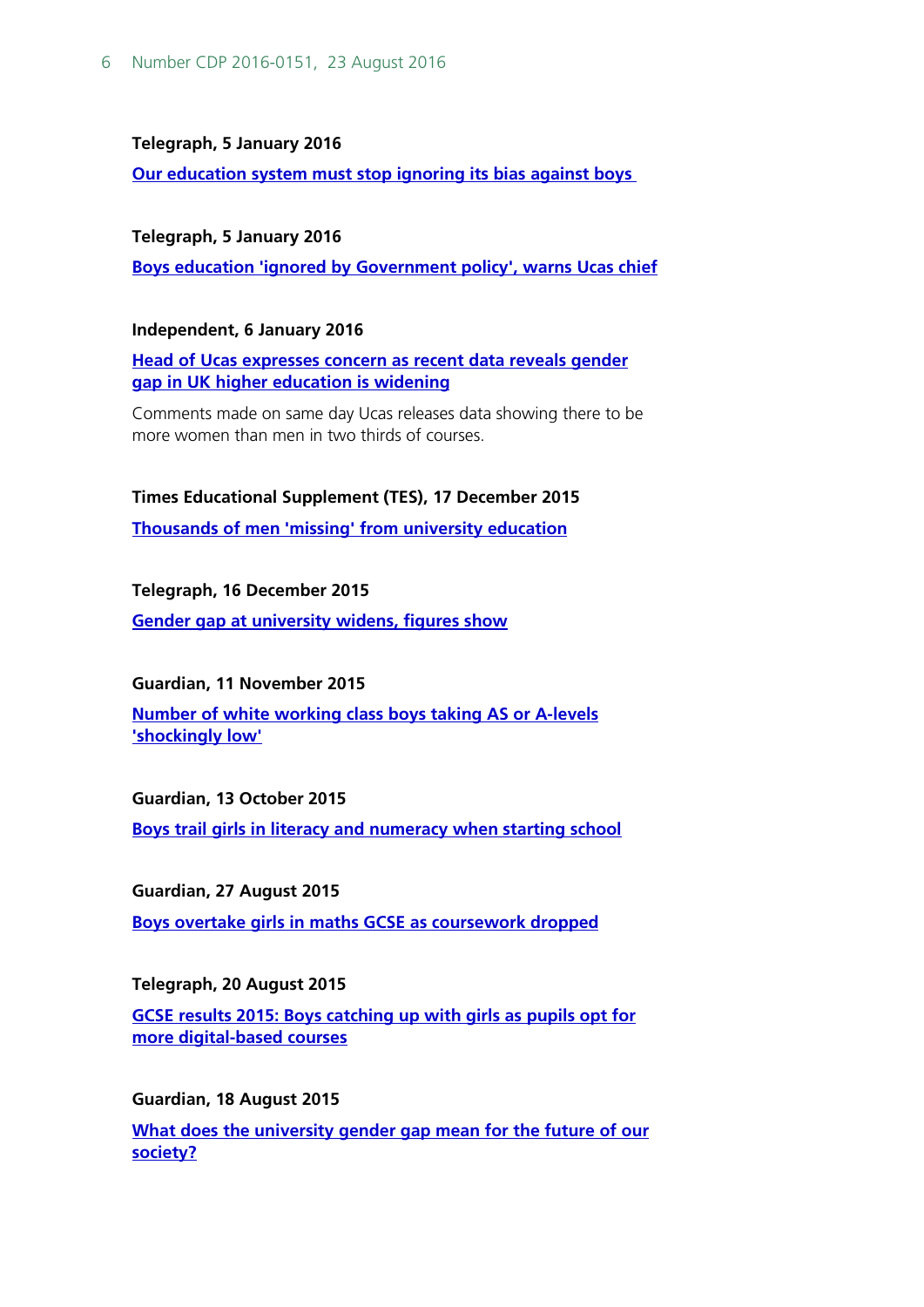**Telegraph, 5 January 2016**

Our education system must stop ignoring its bias against boys

**Telegraph, 5 January 2016**

Boys education 'ignored by Government policy', warns Ucas chief

**Independent, 6 January 2016**

Head of Ucas expresses concern as recent data reveals gender gap in UK higher education is widening

Comments made on same day Ucas releases data showing there to be more women than men in two thirds of courses.

**Times Educational Supplement (TES), 17 December 2015**

Thousands of men 'missing' from university education

**Telegraph, 16 December 2015**

Gender gap at university widens, figures show

**Guardian, 11 November 2015**

Number of white working class boys taking AS or A-levels 'shockingly low'

**Guardian, 13 October 2015**

Boys trail girls in literacy and numeracy when starting school

**Guardian, 27 August 2015**

Boys overtake girls in maths GCSE as coursework dropped

**Telegraph, 20 August 2015**

GCSE results 2015: Boys catching up with girls as pupils opt for more digital-based courses

**Guardian, 18 August 2015**

What does the university gender gap mean for the future of our society?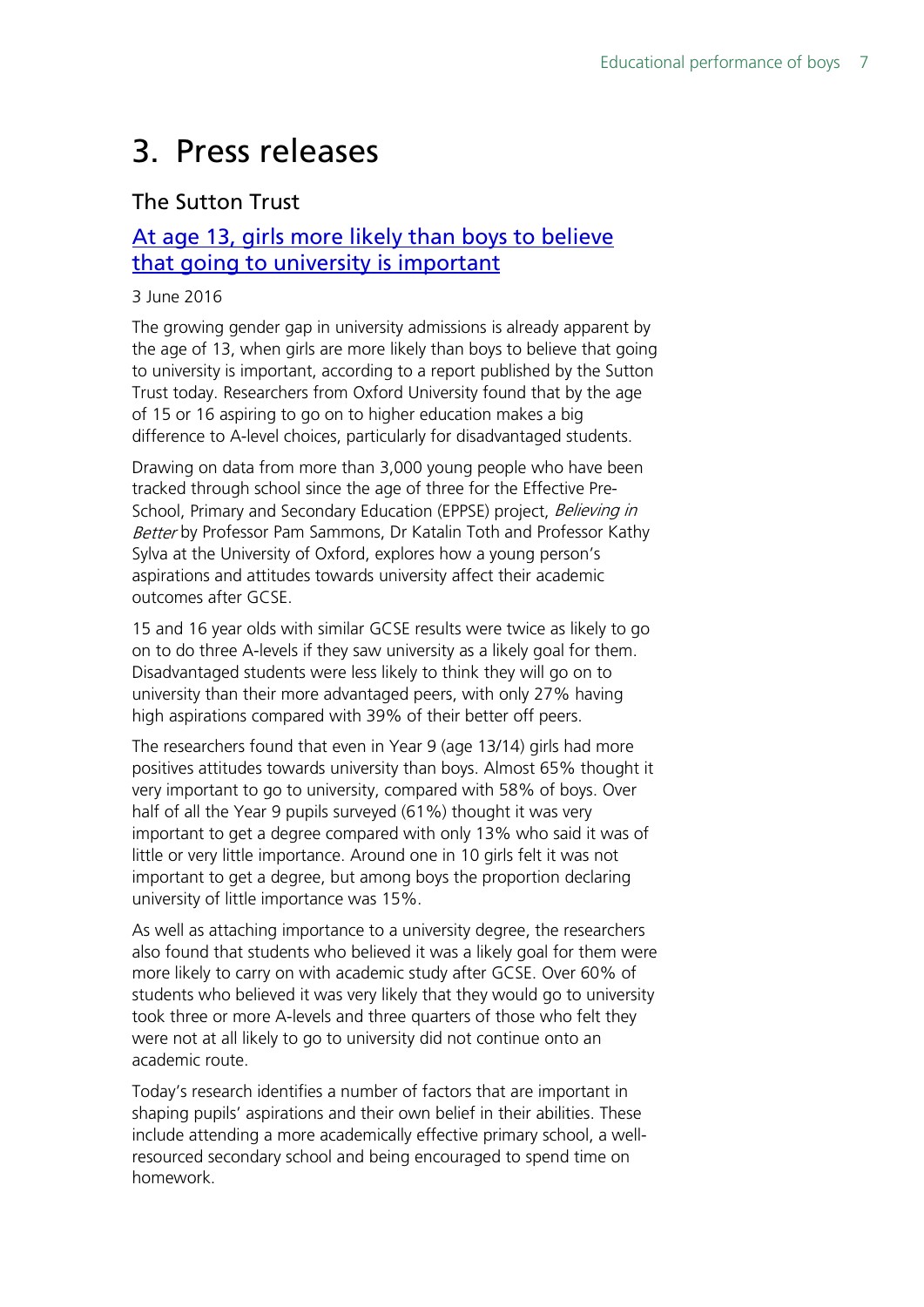# 3. Press releases

## The Sutton Trust

### [At age 13, girls more likely than boys to believe that going to university is important](#)

3 June 2016

The growing gender gap in university admissions is already apparent by the age of 13, when girls are more likely than boys to believe that going to university is important, according to a report published by the Sutton Trust today. Researchers from Oxford University found that by the age of 15 or 16 aspiring to go on to higher education makes a big difference to A-level choices, particularly for disadvantaged students.

Drawing on data from more than 3,000 young people who have been tracked through school since the age of three for the Effective Pre-School, Primary and Secondary Education (EPPSE) project, *Believing in Better* by Professor Pam Sammons, Dr Katalin Toth and Professor Kathy Sylva at the University of Oxford, explores how a young person's aspirations and attitudes towards university affect their academic outcomes after GCSE.

15 and 16 year olds with similar GCSE results were twice as likely to go on to do three A-levels if they saw university as a likely goal for them. Disadvantaged students were less likely to think they will go on to university than their more advantaged peers, with only 27% having high aspirations compared with 39% of their better off peers.

The researchers found that even in Year 9 (age 13/14) girls had more positives attitudes towards university than boys. Almost 65% thought it very important to go to university, compared with 58% of boys. Over half of all the Year 9 pupils surveyed (61%) thought it was very important to get a degree compared with only 13% who said it was of little or very little importance. Around one in 10 girls felt it was not important to get a degree, but among boys the proportion declaring university of little importance was 15%.

As well as attaching importance to a university degree, the researchers also found that students who believed it was a likely goal for them were more likely to carry on with academic study after GCSE. Over 60% of students who believed it was very likely that they would go to university took three or more A-levels and three quarters of those who felt they were not at all likely to go to university did not continue onto an academic route.

Today's research identifies a number of factors that are important in shaping pupils' aspirations and their own belief in their abilities. These include attending a more academically effective primary school, a well-resourced secondary school and being encouraged to spend time on homework.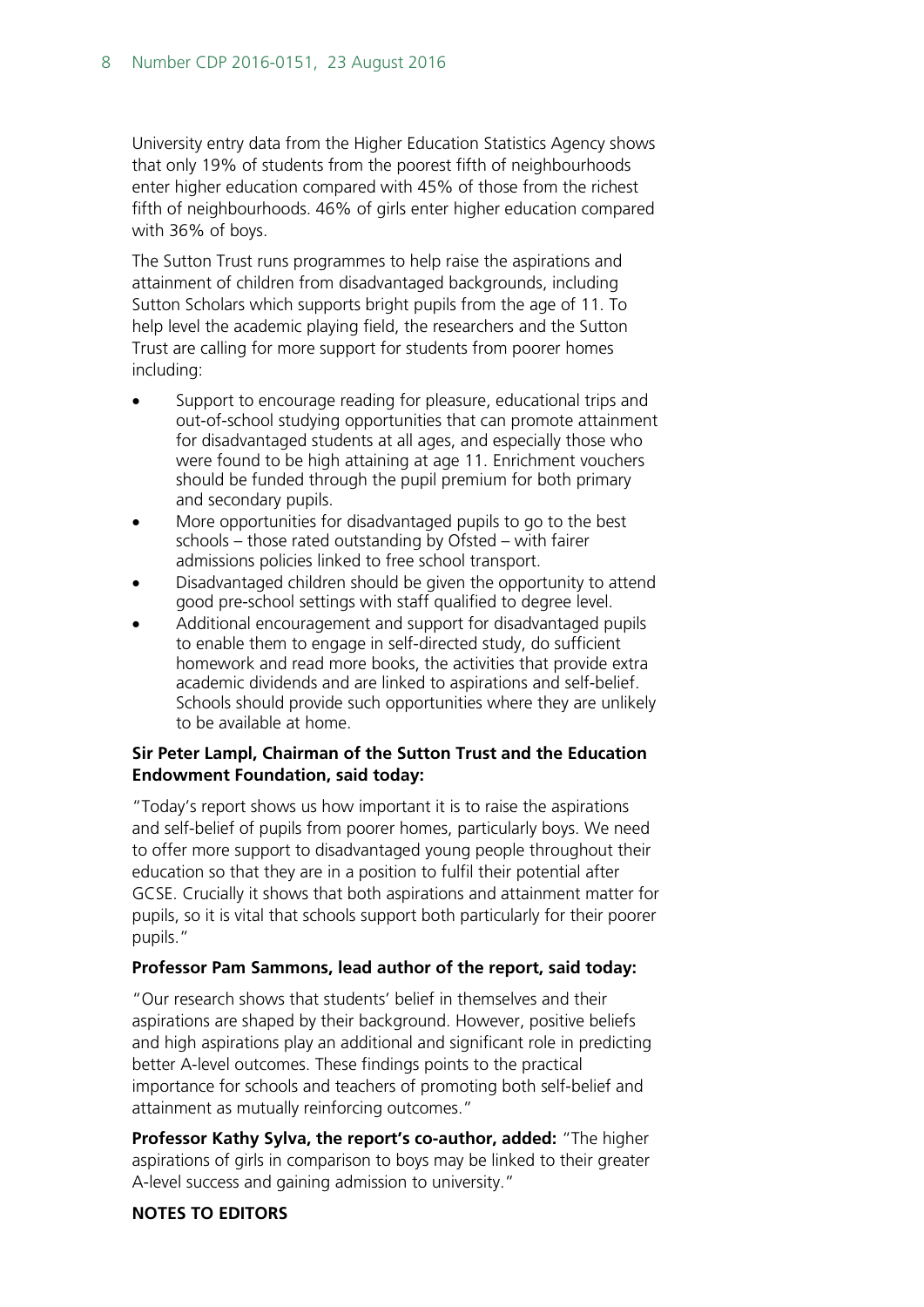University entry data from the Higher Education Statistics Agency shows that only 19% of students from the poorest fifth of neighbourhoods enter higher education compared with 45% of those from the richest fifth of neighbourhoods. 46% of girls enter higher education compared with 36% of boys.

The Sutton Trust runs programmes to help raise the aspirations and attainment of children from disadvantaged backgrounds, including Sutton Scholars which supports bright pupils from the age of 11. To help level the academic playing field, the researchers and the Sutton Trust are calling for more support for students from poorer homes including:

- Support to encourage reading for pleasure, educational trips and out-of-school studying opportunities that can promote attainment for disadvantaged students at all ages, and especially those who were found to be high attaining at age 11. Enrichment vouchers should be funded through the pupil premium for both primary and secondary pupils.
- More opportunities for disadvantaged pupils to go to the best schools – those rated outstanding by Ofsted – with fairer admissions policies linked to free school transport.
- Disadvantaged children should be given the opportunity to attend good pre-school settings with staff qualified to degree level.
- Additional encouragement and support for disadvantaged pupils to enable them to engage in self-directed study, do sufficient homework and read more books, the activities that provide extra academic dividends and are linked to aspirations and self-belief. Schools should provide such opportunities where they are unlikely to be available at home.

**Sir Peter Lampl, Chairman of the Sutton Trust and the Education Endowment Foundation, said today:**

"Today's report shows us how important it is to raise the aspirations and self-belief of pupils from poorer homes, particularly boys. We need to offer more support to disadvantaged young people throughout their education so that they are in a position to fulfil their potential after GCSE. Crucially it shows that both aspirations and attainment matter for pupils, so it is vital that schools support both particularly for their poorer pupils."

**Professor Pam Sammons, lead author of the report, said today:**

"Our research shows that students' belief in themselves and their aspirations are shaped by their background. However, positive beliefs and high aspirations play an additional and significant role in predicting better A-level outcomes. These findings points to the practical importance for schools and teachers of promoting both self-belief and attainment as mutually reinforcing outcomes."

**Professor Kathy Sylva, the report's co-author, added:** "The higher aspirations of girls in comparison to boys may be linked to their greater A-level success and gaining admission to university."

**NOTES TO EDITORS**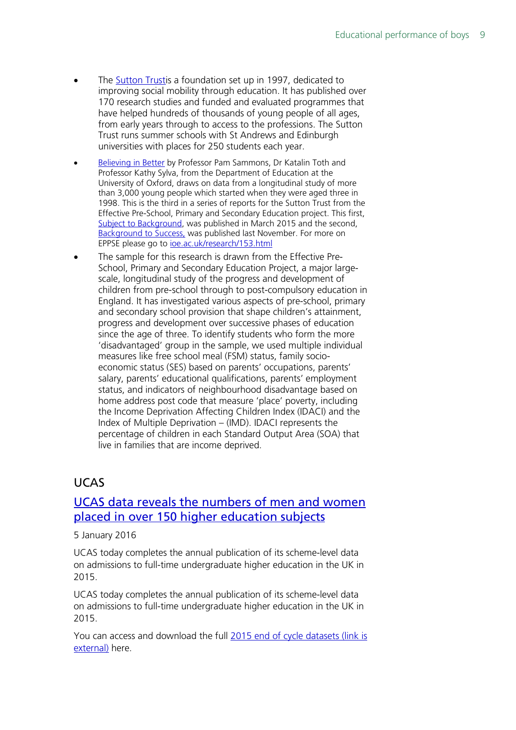- The Sutton Trustis a foundation set up in 1997, dedicated to improving social mobility through education. It has published over 170 research studies and funded and evaluated programmes that have helped hundreds of thousands of young people of all ages, from early years through to access to the professions. The Sutton Trust runs summer schools with St Andrews and Edinburgh universities with places for 250 students each year.
- Believing in Better by Professor Pam Sammons, Dr Katalin Toth and Professor Kathy Sylva, from the Department of Education at the University of Oxford, draws on data from a longitudinal study of more than 3,000 young people which started when they were aged three in 1998. This is the third in a series of reports for the Sutton Trust from the Effective Pre-School, Primary and Secondary Education project. This first, Subject to Background, was published in March 2015 and the second, Background to Success, was published last November. For more on EPPSE please go to ioe.ac.uk/research/153.html
- The sample for this research is drawn from the Effective Pre-School, Primary and Secondary Education Project, a major large-scale, longitudinal study of the progress and development of children from pre-school through to post-compulsory education in England. It has investigated various aspects of pre-school, primary and secondary school provision that shape children's attainment, progress and development over successive phases of education since the age of three. To identify students who form the more 'disadvantaged' group in the sample, we used multiple individual measures like free school meal (FSM) status, family socio-economic status (SES) based on parents' occupations, parents' salary, parents' educational qualifications, parents' employment status, and indicators of neighbourhood disadvantage based on home address post code that measure 'place' poverty, including the Income Deprivation Affecting Children Index (IDACI) and the Index of Multiple Deprivation – (IMD). IDACI represents the percentage of children in each Standard Output Area (SOA) that live in families that are income deprived.

## UCAS

### UCAS data reveals the numbers of men and women placed in over 150 higher education subjects

5 January 2016

UCAS today completes the annual publication of its scheme-level data on admissions to full-time undergraduate higher education in the UK in 2015.

UCAS today completes the annual publication of its scheme-level data on admissions to full-time undergraduate higher education in the UK in 2015.

You can access and download the full 2015 end of cycle datasets (link is external) here.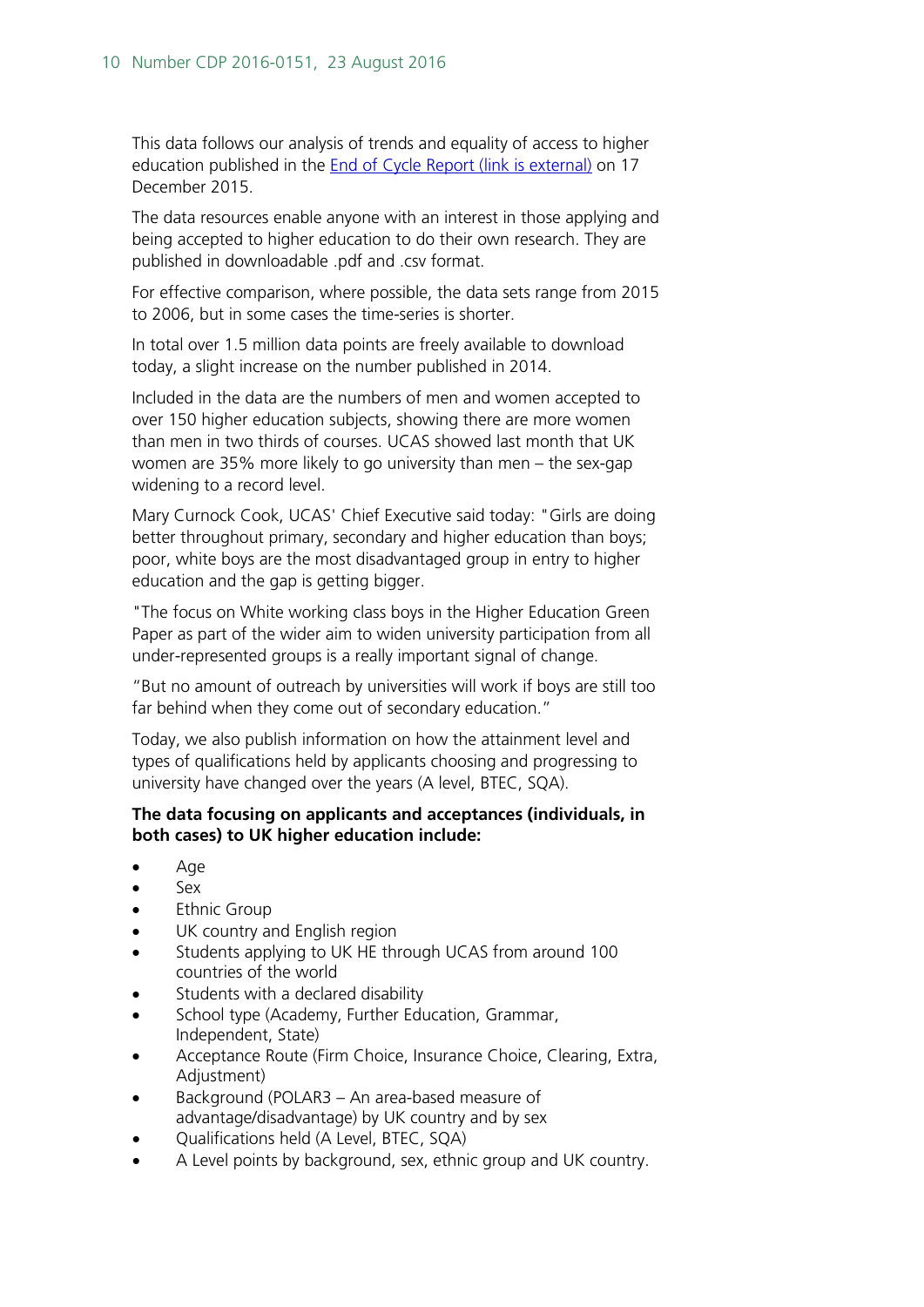This data follows our analysis of trends and equality of access to higher education published in the [End of Cycle Report (link is external)]() on 17 December 2015.

The data resources enable anyone with an interest in those applying and being accepted to higher education to do their own research. They are published in downloadable .pdf and .csv format.

For effective comparison, where possible, the data sets range from 2015 to 2006, but in some cases the time-series is shorter.

In total over 1.5 million data points are freely available to download today, a slight increase on the number published in 2014.

Included in the data are the numbers of men and women accepted to over 150 higher education subjects, showing there are more women than men in two thirds of courses. UCAS showed last month that UK women are 35% more likely to go university than men – the sex-gap widening to a record level.

Mary Curnock Cook, UCAS' Chief Executive said today: "Girls are doing better throughout primary, secondary and higher education than boys; poor, white boys are the most disadvantaged group in entry to higher education and the gap is getting bigger.

"The focus on White working class boys in the Higher Education Green Paper as part of the wider aim to widen university participation from all under-represented groups is a really important signal of change.

"But no amount of outreach by universities will work if boys are still too far behind when they come out of secondary education."

Today, we also publish information on how the attainment level and types of qualifications held by applicants choosing and progressing to university have changed over the years (A level, BTEC, SQA).

**The data focusing on applicants and acceptances (individuals, in both cases) to UK higher education include:**

- Age
- Sex
- Ethnic Group
- UK country and English region
- Students applying to UK HE through UCAS from around 100 countries of the world
- Students with a declared disability
- School type (Academy, Further Education, Grammar, Independent, State)
- Acceptance Route (Firm Choice, Insurance Choice, Clearing, Extra, Adjustment)
- Background (POLAR3 – An area-based measure of advantage/disadvantage) by UK country and by sex
- Qualifications held (A Level, BTEC, SQA)
- A Level points by background, sex, ethnic group and UK country.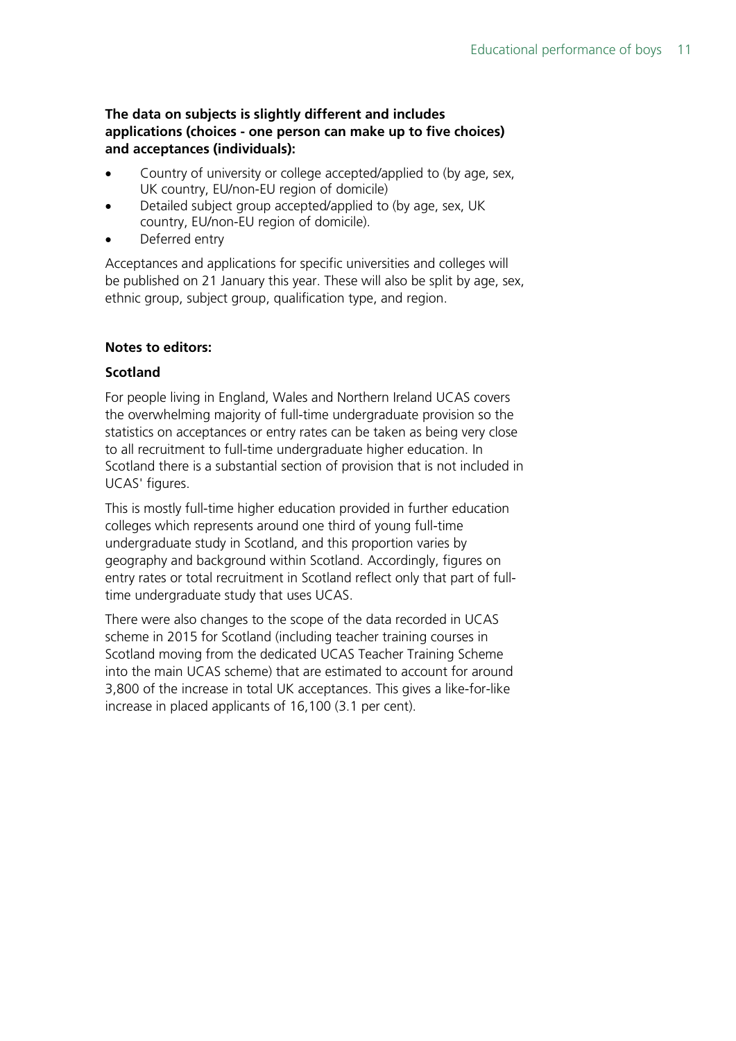**The data on subjects is slightly different and includes applications (choices - one person can make up to five choices) and acceptances (individuals):**

- Country of university or college accepted/applied to (by age, sex, UK country, EU/non-EU region of domicile)
- Detailed subject group accepted/applied to (by age, sex, UK country, EU/non-EU region of domicile).
- Deferred entry

Acceptances and applications for specific universities and colleges will be published on 21 January this year. These will also be split by age, sex, ethnic group, subject group, qualification type, and region.

**Notes to editors:**

**Scotland**

For people living in England, Wales and Northern Ireland UCAS covers the overwhelming majority of full-time undergraduate provision so the statistics on acceptances or entry rates can be taken as being very close to all recruitment to full-time undergraduate higher education. In Scotland there is a substantial section of provision that is not included in UCAS' figures.

This is mostly full-time higher education provided in further education colleges which represents around one third of young full-time undergraduate study in Scotland, and this proportion varies by geography and background within Scotland. Accordingly, figures on entry rates or total recruitment in Scotland reflect only that part of full-time undergraduate study that uses UCAS.

There were also changes to the scope of the data recorded in UCAS scheme in 2015 for Scotland (including teacher training courses in Scotland moving from the dedicated UCAS Teacher Training Scheme into the main UCAS scheme) that are estimated to account for around 3,800 of the increase in total UK acceptances. This gives a like-for-like increase in placed applicants of 16,100 (3.1 per cent).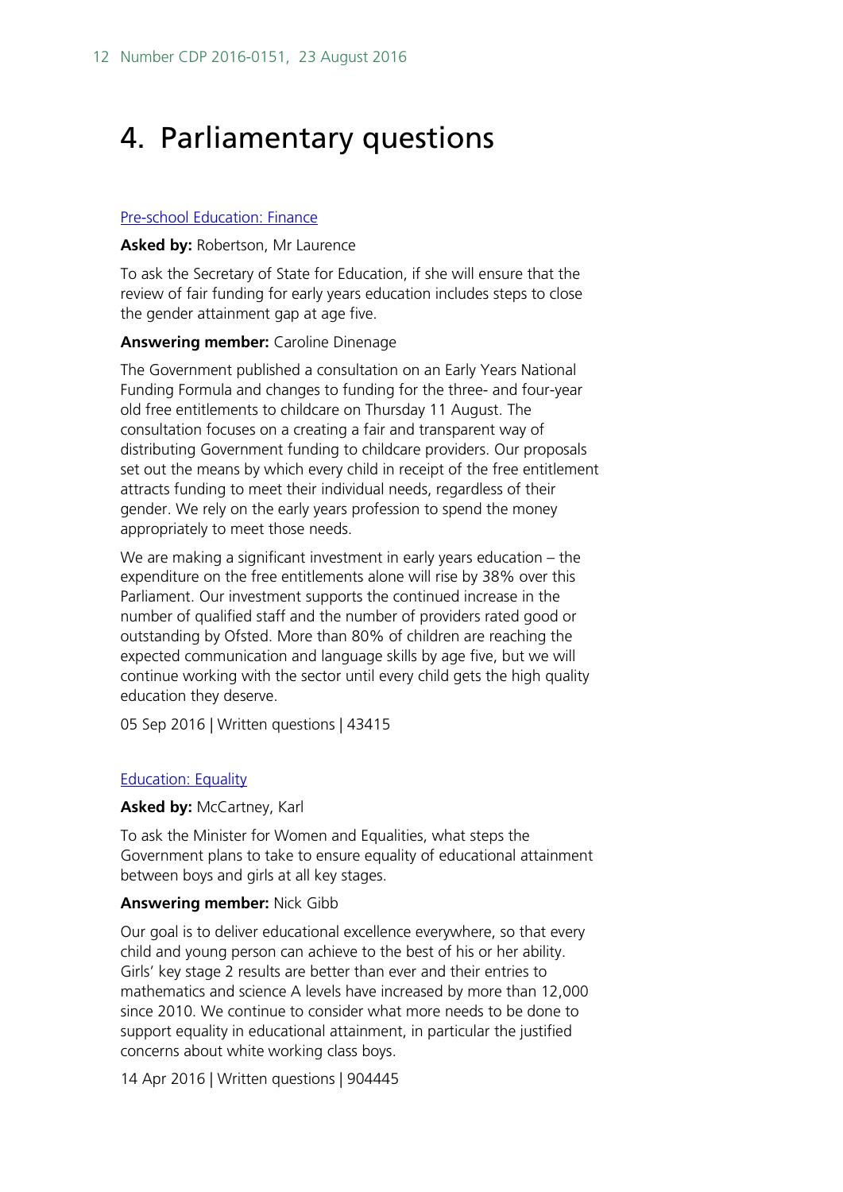# 4. Parliamentary questions

[Pre-school Education: Finance]

**Asked by:** Robertson, Mr Laurence

To ask the Secretary of State for Education, if she will ensure that the review of fair funding for early years education includes steps to close the gender attainment gap at age five.

**Answering member:** Caroline Dinenage

The Government published a consultation on an Early Years National Funding Formula and changes to funding for the three- and four-year old free entitlements to childcare on Thursday 11 August. The consultation focuses on a creating a fair and transparent way of distributing Government funding to childcare providers. Our proposals set out the means by which every child in receipt of the free entitlement attracts funding to meet their individual needs, regardless of their gender. We rely on the early years profession to spend the money appropriately to meet those needs.

We are making a significant investment in early years education – the expenditure on the free entitlements alone will rise by 38% over this Parliament. Our investment supports the continued increase in the number of qualified staff and the number of providers rated good or outstanding by Ofsted. More than 80% of children are reaching the expected communication and language skills by age five, but we will continue working with the sector until every child gets the high quality education they deserve.

05 Sep 2016 | Written questions | 43415

[Education: Equality]

**Asked by:** McCartney, Karl

To ask the Minister for Women and Equalities, what steps the Government plans to take to ensure equality of educational attainment between boys and girls at all key stages.

**Answering member:** Nick Gibb

Our goal is to deliver educational excellence everywhere, so that every child and young person can achieve to the best of his or her ability. Girls' key stage 2 results are better than ever and their entries to mathematics and science A levels have increased by more than 12,000 since 2010. We continue to consider what more needs to be done to support equality in educational attainment, in particular the justified concerns about white working class boys.

14 Apr 2016 | Written questions | 904445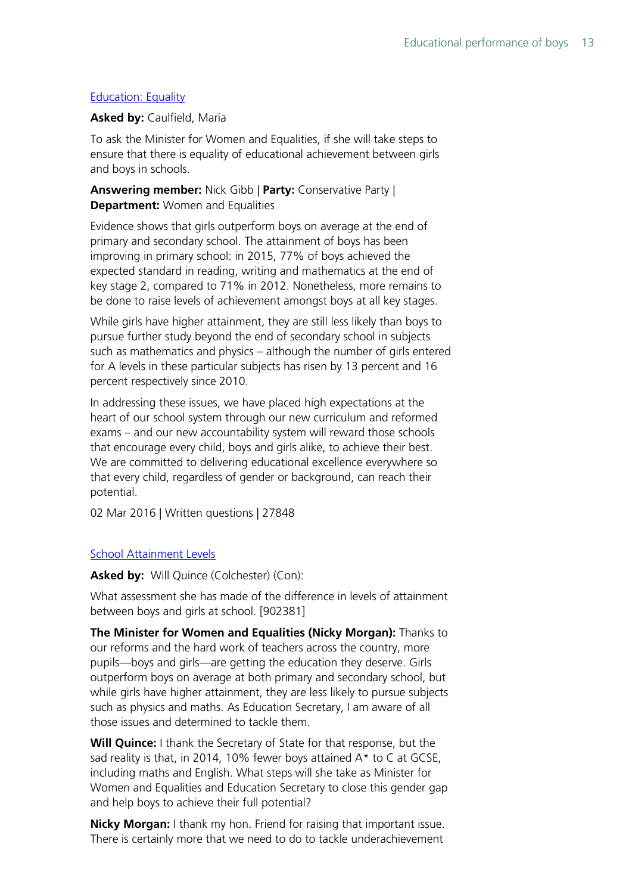[Education: Equality]

**Asked by:** Caulfield, Maria

To ask the Minister for Women and Equalities, if she will take steps to ensure that there is equality of educational achievement between girls and boys in schools.

**Answering member:** Nick Gibb | **Party:** Conservative Party | **Department:** Women and Equalities

Evidence shows that girls outperform boys on average at the end of primary and secondary school. The attainment of boys has been improving in primary school: in 2015, 77% of boys achieved the expected standard in reading, writing and mathematics at the end of key stage 2, compared to 71% in 2012. Nonetheless, more remains to be done to raise levels of achievement amongst boys at all key stages.

While girls have higher attainment, they are still less likely than boys to pursue further study beyond the end of secondary school in subjects such as mathematics and physics – although the number of girls entered for A levels in these particular subjects has risen by 13 percent and 16 percent respectively since 2010.

In addressing these issues, we have placed high expectations at the heart of our school system through our new curriculum and reformed exams – and our new accountability system will reward those schools that encourage every child, boys and girls alike, to achieve their best. We are committed to delivering educational excellence everywhere so that every child, regardless of gender or background, can reach their potential.

02 Mar 2016 | Written questions | 27848

[School Attainment Levels]

**Asked by:** Will Quince (Colchester) (Con):

What assessment she has made of the difference in levels of attainment between boys and girls at school. [902381]

**The Minister for Women and Equalities (Nicky Morgan):** Thanks to our reforms and the hard work of teachers across the country, more pupils—boys and girls—are getting the education they deserve. Girls outperform boys on average at both primary and secondary school, but while girls have higher attainment, they are less likely to pursue subjects such as physics and maths. As Education Secretary, I am aware of all those issues and determined to tackle them.

**Will Quince:** I thank the Secretary of State for that response, but the sad reality is that, in 2014, 10% fewer boys attained A* to C at GCSE, including maths and English. What steps will she take as Minister for Women and Equalities and Education Secretary to close this gender gap and help boys to achieve their full potential?

**Nicky Morgan:** I thank my hon. Friend for raising that important issue. There is certainly more that we need to do to tackle underachievement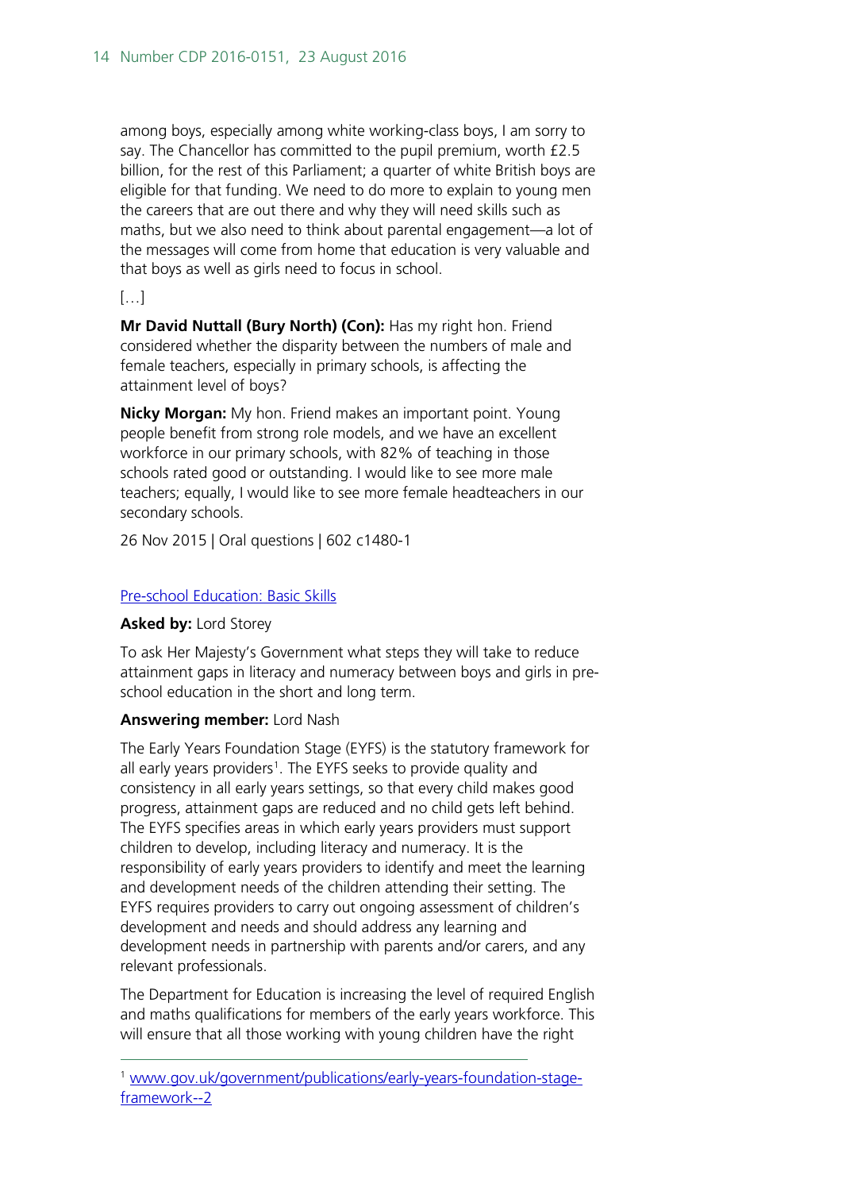among boys, especially among white working-class boys, I am sorry to say. The Chancellor has committed to the pupil premium, worth £2.5 billion, for the rest of this Parliament; a quarter of white British boys are eligible for that funding. We need to do more to explain to young men the careers that are out there and why they will need skills such as maths, but we also need to think about parental engagement—a lot of the messages will come from home that education is very valuable and that boys as well as girls need to focus in school.

[…]

**Mr David Nuttall (Bury North) (Con):** Has my right hon. Friend considered whether the disparity between the numbers of male and female teachers, especially in primary schools, is affecting the attainment level of boys?

**Nicky Morgan:** My hon. Friend makes an important point. Young people benefit from strong role models, and we have an excellent workforce in our primary schools, with 82% of teaching in those schools rated good or outstanding. I would like to see more male teachers; equally, I would like to see more female headteachers in our secondary schools.

26 Nov 2015 | Oral questions | 602 c1480-1

[Pre-school Education: Basic Skills]

**Asked by:** Lord Storey

To ask Her Majesty's Government what steps they will take to reduce attainment gaps in literacy and numeracy between boys and girls in pre-school education in the short and long term.

**Answering member:** Lord Nash

The Early Years Foundation Stage (EYFS) is the statutory framework for all early years providers[1]. The EYFS seeks to provide quality and consistency in all early years settings, so that every child makes good progress, attainment gaps are reduced and no child gets left behind. The EYFS specifies areas in which early years providers must support children to develop, including literacy and numeracy. It is the responsibility of early years providers to identify and meet the learning and development needs of the children attending their setting. The EYFS requires providers to carry out ongoing assessment of children's development and needs and should address any learning and development needs in partnership with parents and/or carers, and any relevant professionals.

The Department for Education is increasing the level of required English and maths qualifications for members of the early years workforce. This will ensure that all those working with young children have the right

[1] www.gov.uk/government/publications/early-years-foundation-stage-framework--2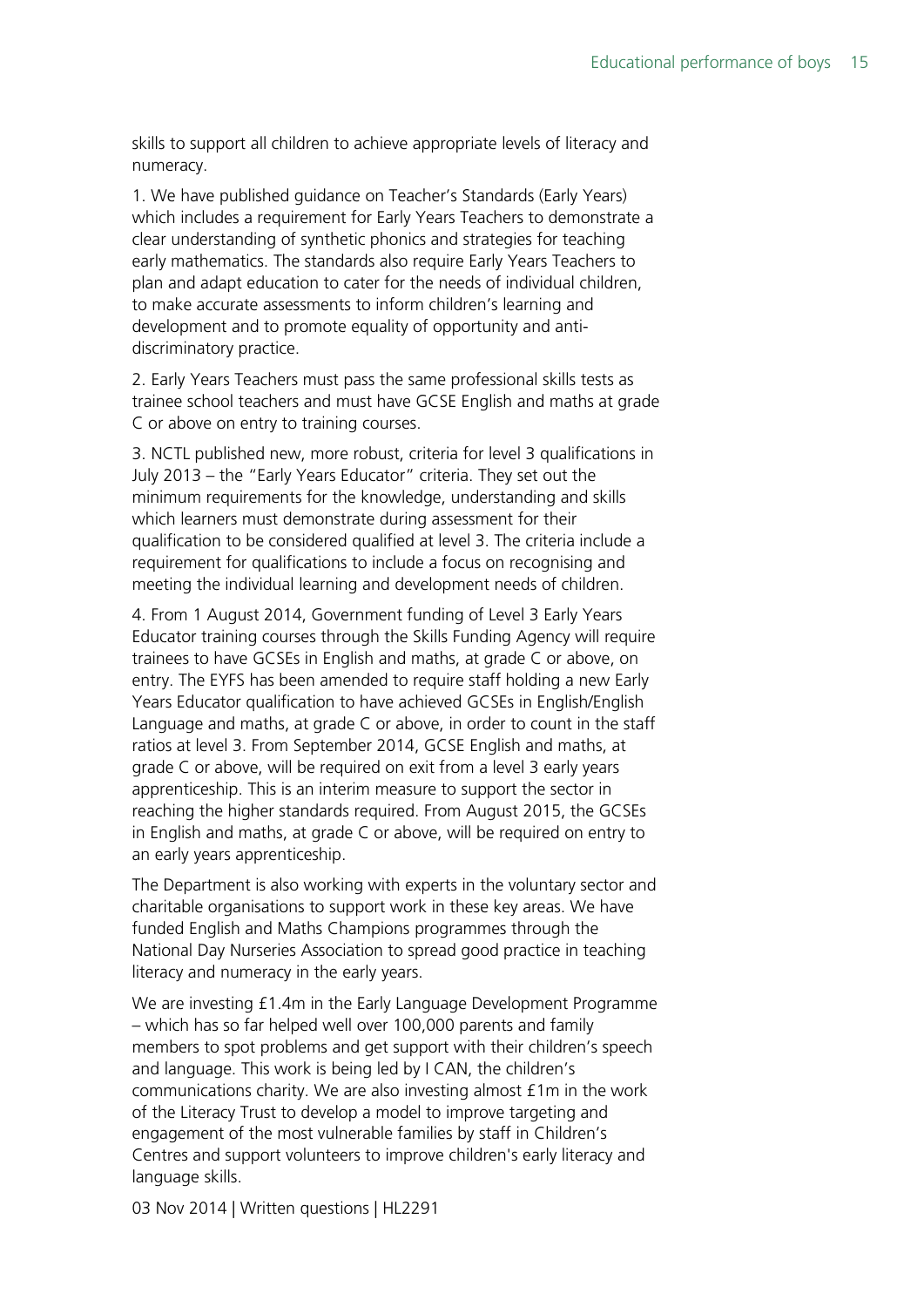skills to support all children to achieve appropriate levels of literacy and numeracy.

1. We have published guidance on Teacher's Standards (Early Years) which includes a requirement for Early Years Teachers to demonstrate a clear understanding of synthetic phonics and strategies for teaching early mathematics. The standards also require Early Years Teachers to plan and adapt education to cater for the needs of individual children, to make accurate assessments to inform children's learning and development and to promote equality of opportunity and anti-discriminatory practice.

2. Early Years Teachers must pass the same professional skills tests as trainee school teachers and must have GCSE English and maths at grade C or above on entry to training courses.

3. NCTL published new, more robust, criteria for level 3 qualifications in July 2013 – the "Early Years Educator" criteria. They set out the minimum requirements for the knowledge, understanding and skills which learners must demonstrate during assessment for their qualification to be considered qualified at level 3. The criteria include a requirement for qualifications to include a focus on recognising and meeting the individual learning and development needs of children.

4. From 1 August 2014, Government funding of Level 3 Early Years Educator training courses through the Skills Funding Agency will require trainees to have GCSEs in English and maths, at grade C or above, on entry. The EYFS has been amended to require staff holding a new Early Years Educator qualification to have achieved GCSEs in English/English Language and maths, at grade C or above, in order to count in the staff ratios at level 3. From September 2014, GCSE English and maths, at grade C or above, will be required on exit from a level 3 early years apprenticeship. This is an interim measure to support the sector in reaching the higher standards required. From August 2015, the GCSEs in English and maths, at grade C or above, will be required on entry to an early years apprenticeship.

The Department is also working with experts in the voluntary sector and charitable organisations to support work in these key areas. We have funded English and Maths Champions programmes through the National Day Nurseries Association to spread good practice in teaching literacy and numeracy in the early years.

We are investing £1.4m in the Early Language Development Programme – which has so far helped well over 100,000 parents and family members to spot problems and get support with their children's speech and language. This work is being led by I CAN, the children's communications charity. We are also investing almost £1m in the work of the Literacy Trust to develop a model to improve targeting and engagement of the most vulnerable families by staff in Children's Centres and support volunteers to improve children's early literacy and language skills.

03 Nov 2014 | Written questions | HL2291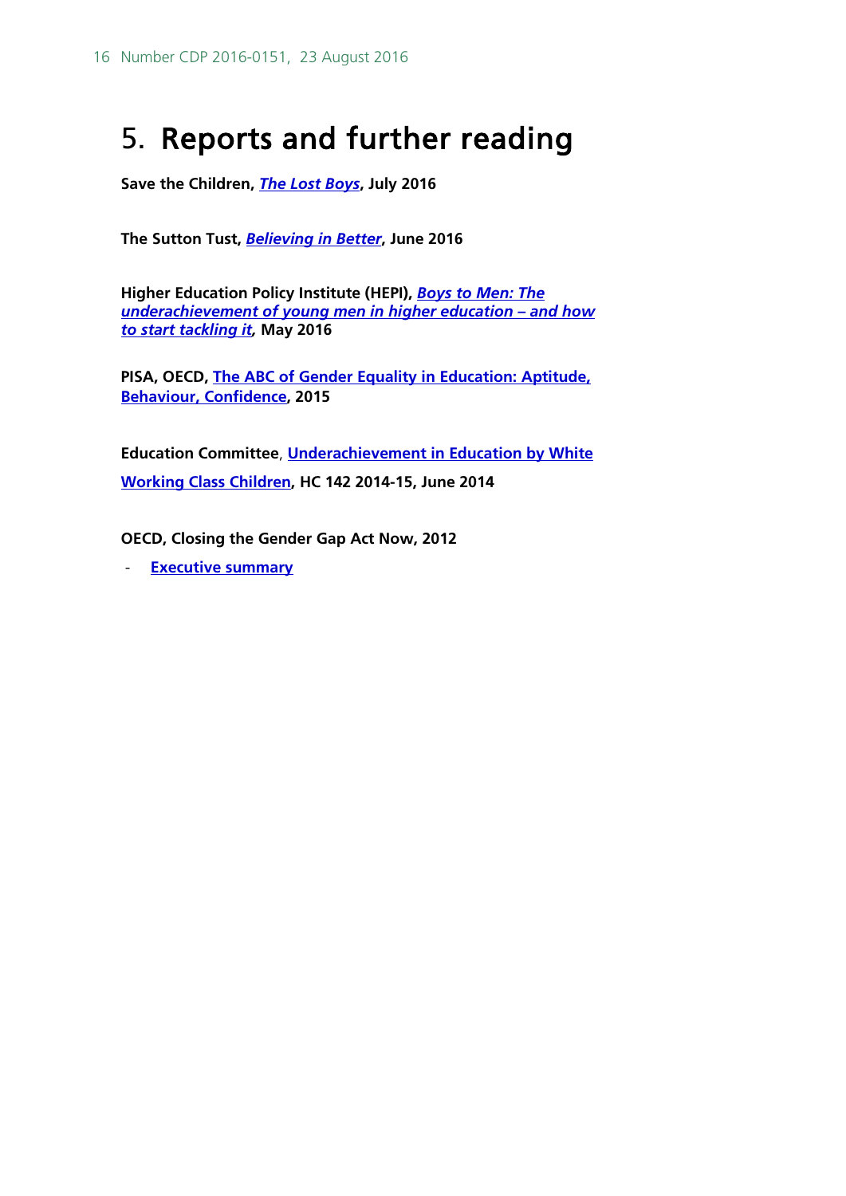# 5. Reports and further reading

**Save the Children, *The Lost Boys*, July 2016**

**The Sutton Tust, *Believing in Better*, June 2016**

**Higher Education Policy Institute (HEPI), *Boys to Men: The underachievement of young men in higher education – and how to start tackling it*, May 2016**

**PISA, OECD, The ABC of Gender Equality in Education: Aptitude, Behaviour, Confidence, 2015**

**Education Committee, Underachievement in Education by White Working Class Children, HC 142 2014-15, June 2014**

**OECD, Closing the Gender Gap Act Now, 2012**

- **Executive summary**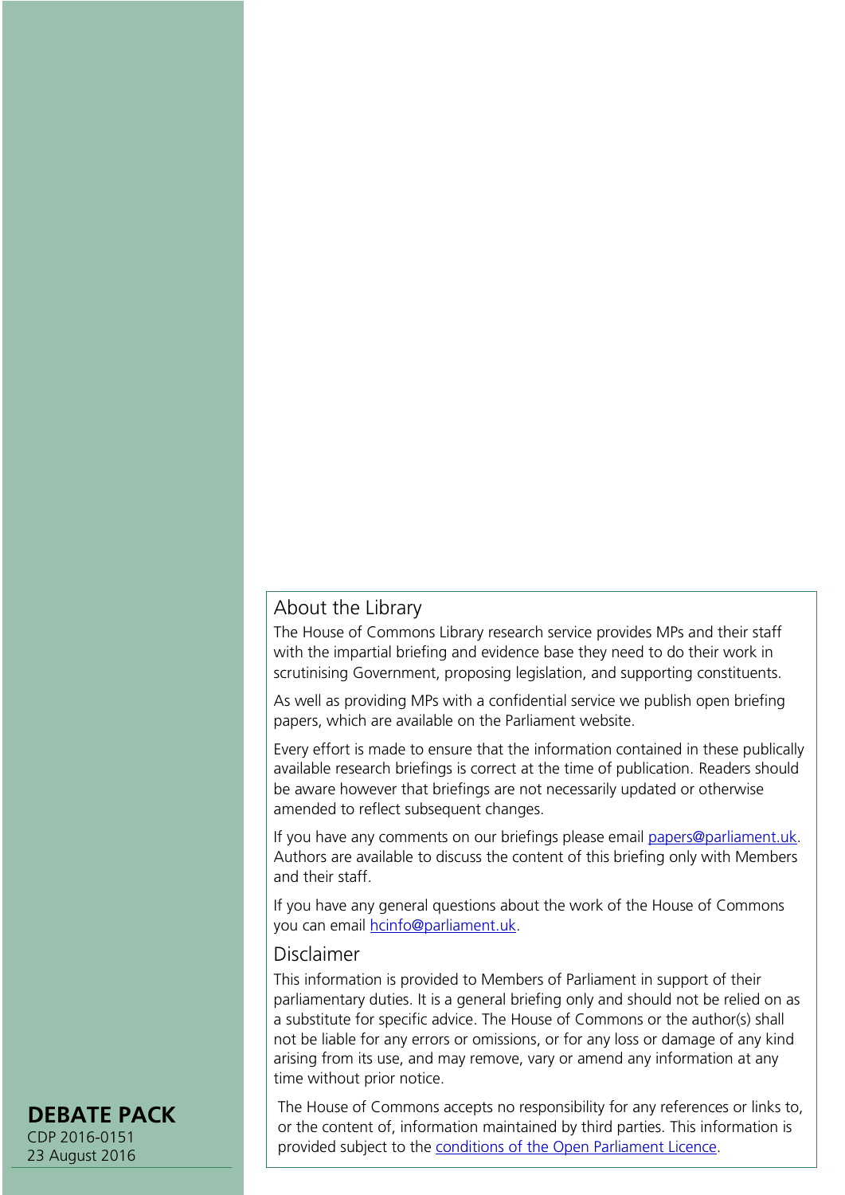## About the Library

The House of Commons Library research service provides MPs and their staff with the impartial briefing and evidence base they need to do their work in scrutinising Government, proposing legislation, and supporting constituents.

As well as providing MPs with a confidential service we publish open briefing papers, which are available on the Parliament website.

Every effort is made to ensure that the information contained in these publically available research briefings is correct at the time of publication. Readers should be aware however that briefings are not necessarily updated or otherwise amended to reflect subsequent changes.

If you have any comments on our briefings please email papers@parliament.uk. Authors are available to discuss the content of this briefing only with Members and their staff.

If you have any general questions about the work of the House of Commons you can email hcinfo@parliament.uk.

## Disclaimer

This information is provided to Members of Parliament in support of their parliamentary duties. It is a general briefing only and should not be relied on as a substitute for specific advice. The House of Commons or the author(s) shall not be liable for any errors or omissions, or for any loss or damage of any kind arising from its use, and may remove, vary or amend any information at any time without prior notice.

The House of Commons accepts no responsibility for any references or links to, or the content of, information maintained by third parties. This information is provided subject to the conditions of the Open Parliament Licence.

**DEBATE PACK**
CDP 2016-0151
23 August 2016